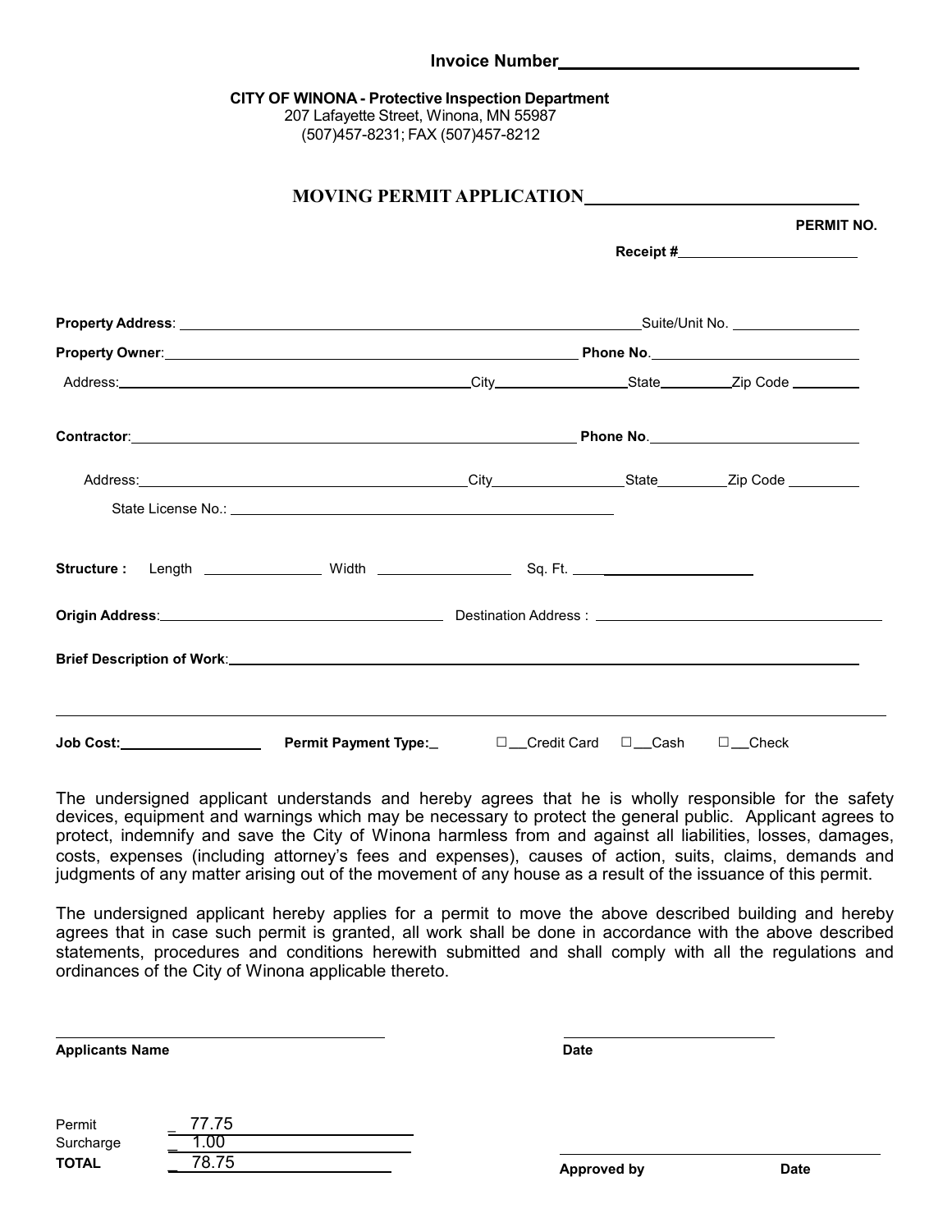Invoice Number\_\_\_\_\_\_\_\_\_\_\_\_\_\_\_\_\_\_\_\_\_\_\_\_\_\_\_\_\_\_

**CITY OF WINONA - Protective Inspection Department**
207 Lafayette Street, Winona, MN 55987
(507)457-8231; FAX (507)457-8212

## MOVING PERMIT APPLICATION\_\_\_\_\_\_\_\_\_\_\_\_\_\_\_\_\_\_\_\_\_\_\_\_\_\_\_\_

**PERMIT NO.**

**Receipt #**\_\_\_\_\_\_\_\_\_\_\_\_\_\_\_\_\_\_\_\_

**Property Address**: \_\_\_\_\_\_\_\_\_\_\_\_\_\_\_\_\_\_\_\_\_\_\_\_\_\_\_\_\_\_\_\_\_\_\_\_\_\_\_\_\_\_\_\_\_\_\_\_ Suite/Unit No. \_\_\_\_\_\_\_\_\_\_\_\_\_\_\_\_

**Property Owner**: \_\_\_\_\_\_\_\_\_\_\_\_\_\_\_\_\_\_\_\_\_\_\_\_\_\_\_\_\_\_\_\_\_\_\_\_\_\_\_\_\_\_\_\_\_\_\_\_ **Phone No**. \_\_\_\_\_\_\_\_\_\_\_\_\_\_\_\_\_\_\_\_\_\_\_\_

Address: \_\_\_\_\_\_\_\_\_\_\_\_\_\_\_\_\_\_\_\_\_\_\_\_\_\_\_\_\_\_\_\_\_\_\_\_\_\_\_\_\_\_ City \_\_\_\_\_\_\_\_\_\_\_\_\_\_\_\_ State \_\_\_\_\_\_\_\_ Zip Code \_\_\_\_\_\_\_\_

**Contractor**: \_\_\_\_\_\_\_\_\_\_\_\_\_\_\_\_\_\_\_\_\_\_\_\_\_\_\_\_\_\_\_\_\_\_\_\_\_\_\_\_\_\_\_\_\_\_\_\_\_\_\_\_ **Phone No**. \_\_\_\_\_\_\_\_\_\_\_\_\_\_\_\_\_\_\_\_\_\_\_\_

Address: \_\_\_\_\_\_\_\_\_\_\_\_\_\_\_\_\_\_\_\_\_\_\_\_\_\_\_\_\_\_\_\_\_\_\_\_\_\_\_\_ City \_\_\_\_\_\_\_\_\_\_\_\_\_\_\_\_ State \_\_\_\_\_\_\_\_ Zip Code \_\_\_\_\_\_\_\_

State License No.: \_\_\_\_\_\_\_\_\_\_\_\_\_\_\_\_\_\_\_\_\_\_\_\_\_\_\_\_\_\_\_\_\_\_\_\_\_\_\_\_\_\_\_\_

**Structure :** Length \_\_\_\_\_\_\_\_\_\_\_\_\_\_ Width \_\_\_\_\_\_\_\_\_\_\_\_\_\_\_\_ Sq. Ft. \_\_\_\_\_\_\_\_\_\_\_\_\_\_\_\_\_\_\_\_\_\_

**Origin Address**: \_\_\_\_\_\_\_\_\_\_\_\_\_\_\_\_\_\_\_\_\_\_\_\_\_\_\_\_\_\_\_\_\_\_\_\_ Destination Address : \_\_\_\_\_\_\_\_\_\_\_\_\_\_\_\_\_\_\_\_\_\_\_\_\_\_\_\_\_\_\_\_\_\_\_\_

**Brief Description of Work**: \_\_\_\_\_\_\_\_\_\_\_\_\_\_\_\_\_\_\_\_\_\_\_\_\_\_\_\_\_\_\_\_\_\_\_\_\_\_\_\_\_\_\_\_\_\_\_\_\_\_\_\_\_\_\_\_\_\_\_\_\_\_\_\_\_\_\_\_\_\_\_\_

\_\_\_\_\_\_\_\_\_\_\_\_\_\_\_\_\_\_\_\_\_\_\_\_\_\_\_\_\_\_\_\_\_\_\_\_\_\_\_\_\_\_\_\_\_\_\_\_\_\_\_\_\_\_\_\_\_\_\_\_\_\_\_\_\_\_\_\_\_\_\_\_\_\_\_\_\_\_\_\_\_\_\_\_\_\_\_\_\_\_\_\_\_\_

**Job Cost:** \_\_\_\_\_\_\_\_\_\_\_\_\_\_\_\_\_ **Permit Payment Type:** \_ ☐ \_\_Credit Card ☐ \_\_Cash ☐ \_\_Check

The undersigned applicant understands and hereby agrees that he is wholly responsible for the safety devices, equipment and warnings which may be necessary to protect the general public. Applicant agrees to protect, indemnify and save the City of Winona harmless from and against all liabilities, losses, damages, costs, expenses (including attorney's fees and expenses), causes of action, suits, claims, demands and judgments of any matter arising out of the movement of any house as a result of the issuance of this permit.

The undersigned applicant hereby applies for a permit to move the above described building and hereby agrees that in case such permit is granted, all work shall be done in accordance with the above described statements, procedures and conditions herewith submitted and shall comply with all the regulations and ordinances of the City of Winona applicable thereto.

\_\_\_\_\_\_\_\_\_\_\_\_\_\_\_\_\_\_\_\_\_\_\_\_\_\_\_\_\_\_\_\_\_\_\_\_ \_\_\_\_\_\_\_\_\_\_\_\_\_\_\_\_\_\_\_\_\_\_\_\_
**Applicants Name** **Date**

| | |
|---|---|
| Permit | 77.75 |
| Surcharge | 1.00 |
| **TOTAL** | 78.75 |

\_\_\_\_\_\_\_\_\_\_\_\_\_\_\_\_\_\_\_\_\_\_\_\_\_\_\_\_\_\_\_\_\_\_\_\_
**Approved by** **Date**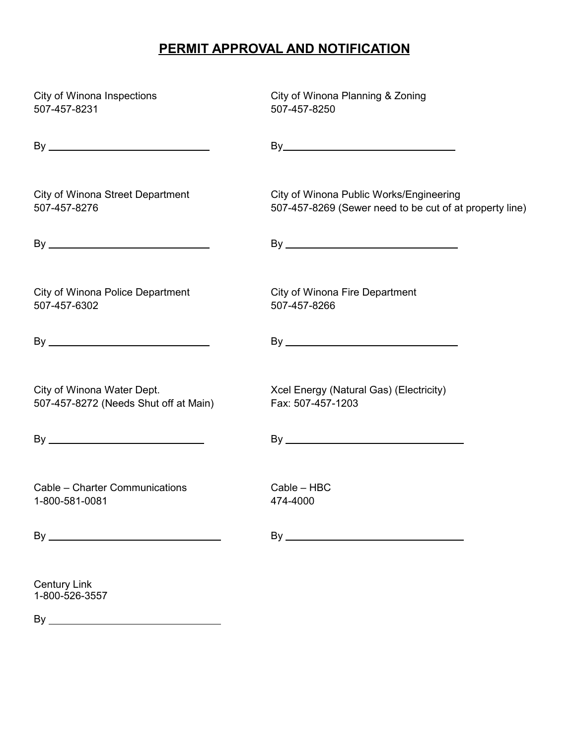# PERMIT APPROVAL AND NOTIFICATION

City of Winona Inspections
507-457-8231

By ____________________________

City of Winona Planning & Zoning
507-457-8250

By____________________________

City of Winona Street Department
507-457-8276

By ____________________________

City of Winona Public Works/Engineering
507-457-8269 (Sewer need to be cut of at property line)

By ____________________________

City of Winona Police Department
507-457-6302

By ____________________________

City of Winona Fire Department
507-457-8266

By ____________________________

City of Winona Water Dept.
507-457-8272 (Needs Shut off at Main)

By ____________________________

Xcel Energy (Natural Gas) (Electricity)
Fax: 507-457-1203

By ____________________________

Cable – Charter Communications
1-800-581-0081

By ____________________________

Cable – HBC
474-4000

By ____________________________

Century Link
1-800-526-3557

By ____________________________